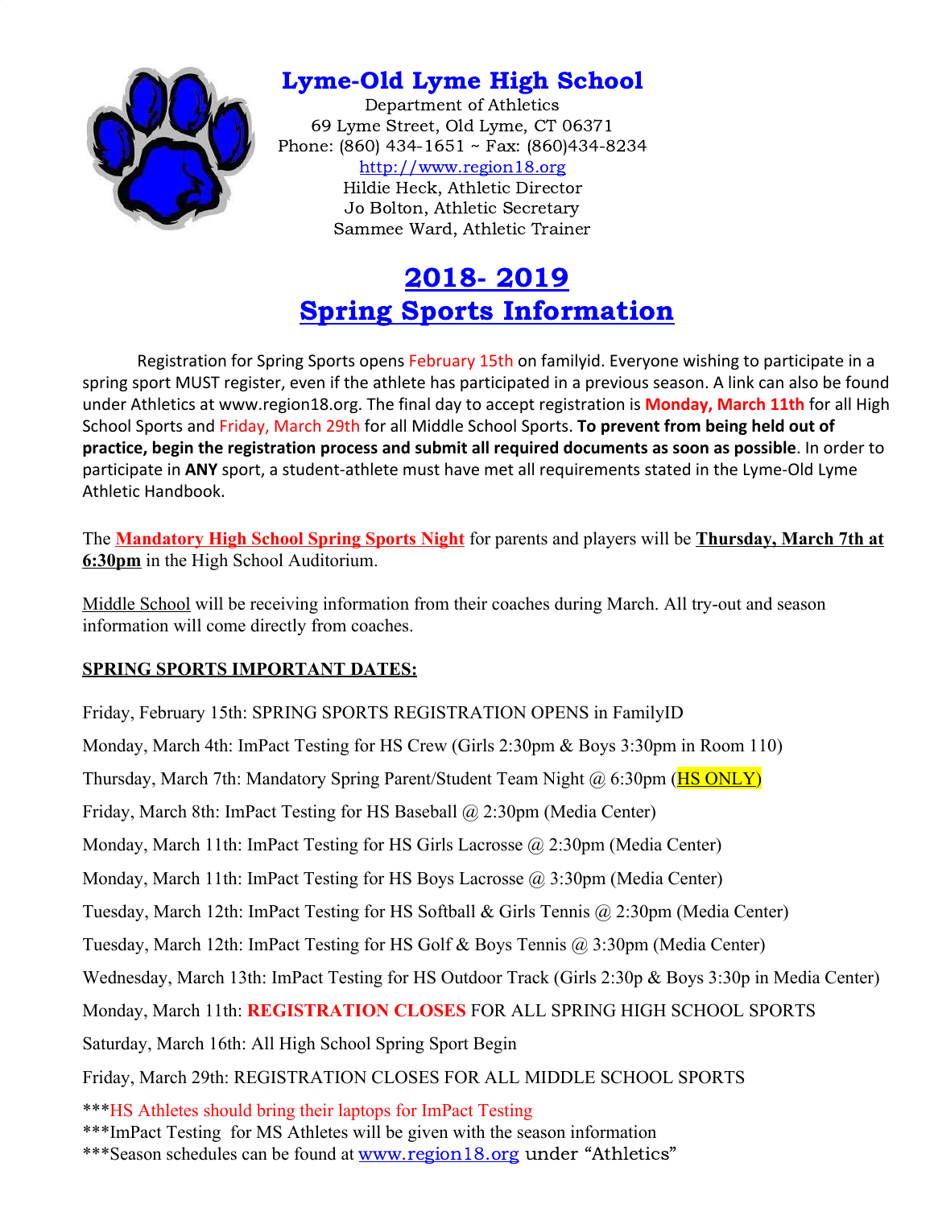# Lyme-Old Lyme High School

Department of Athletics
69 Lyme Street, Old Lyme, CT 06371
Phone: (860) 434-1651 ~ Fax: (860)434-8234
http://www.region18.org
Hildie Heck, Athletic Director
Jo Bolton, Athletic Secretary
Sammee Ward, Athletic Trainer

## 2018- 2019
## Spring Sports Information

Registration for Spring Sports opens February 15th on familyid. Everyone wishing to participate in a spring sport MUST register, even if the athlete has participated in a previous season. A link can also be found under Athletics at www.region18.org. The final day to accept registration is **Monday, March 11th** for all High School Sports and Friday, March 29th for all Middle School Sports. **To prevent from being held out of practice, begin the registration process and submit all required documents as soon as possible**. In order to participate in **ANY** sport, a student-athlete must have met all requirements stated in the Lyme-Old Lyme Athletic Handbook.

The **Mandatory High School Spring Sports Night** for parents and players will be **Thursday, March 7th at 6:30pm** in the High School Auditorium.

Middle School will be receiving information from their coaches during March. All try-out and season information will come directly from coaches.

**SPRING SPORTS IMPORTANT DATES:**

Friday, February 15th: SPRING SPORTS REGISTRATION OPENS in FamilyID

Monday, March 4th: ImPact Testing for HS Crew (Girls 2:30pm & Boys 3:30pm in Room 110)

Thursday, March 7th: Mandatory Spring Parent/Student Team Night @ 6:30pm (HS ONLY)

Friday, March 8th: ImPact Testing for HS Baseball @ 2:30pm (Media Center)

Monday, March 11th: ImPact Testing for HS Girls Lacrosse @ 2:30pm (Media Center)

Monday, March 11th: ImPact Testing for HS Boys Lacrosse @ 3:30pm (Media Center)

Tuesday, March 12th: ImPact Testing for HS Softball & Girls Tennis @ 2:30pm (Media Center)

Tuesday, March 12th: ImPact Testing for HS Golf & Boys Tennis @ 3:30pm (Media Center)

Wednesday, March 13th: ImPact Testing for HS Outdoor Track (Girls 2:30p & Boys 3:30p in Media Center)

Monday, March 11th: **REGISTRATION CLOSES** FOR ALL SPRING HIGH SCHOOL SPORTS

Saturday, March 16th: All High School Spring Sport Begin

Friday, March 29th: REGISTRATION CLOSES FOR ALL MIDDLE SCHOOL SPORTS

***HS Athletes should bring their laptops for ImPact Testing
***ImPact Testing for MS Athletes will be given with the season information
***Season schedules can be found at www.region18.org under "Athletics"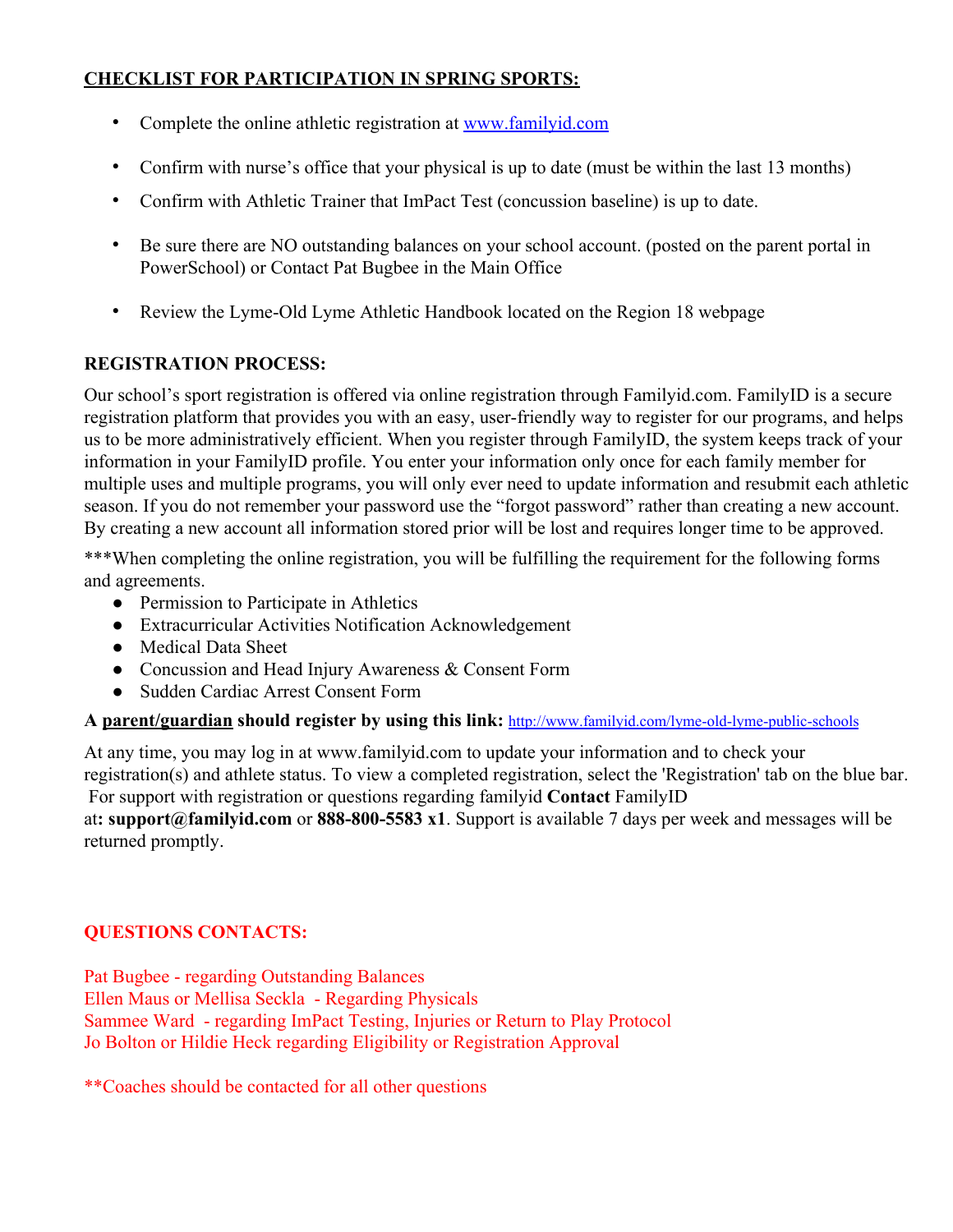**<u>CHECKLIST FOR PARTICIPATION IN SPRING SPORTS:</u>**

- Complete the online athletic registration at [www.familyid.com](www.familyid.com)
- Confirm with nurse's office that your physical is up to date (must be within the last 13 months)
- Confirm with Athletic Trainer that ImPact Test (concussion baseline) is up to date.
- Be sure there are NO outstanding balances on your school account. (posted on the parent portal in PowerSchool) or Contact Pat Bugbee in the Main Office
- Review the Lyme-Old Lyme Athletic Handbook located on the Region 18 webpage

**REGISTRATION PROCESS:**

Our school's sport registration is offered via online registration through Familyid.com. FamilyID is a secure registration platform that provides you with an easy, user-friendly way to register for our programs, and helps us to be more administratively efficient. When you register through FamilyID, the system keeps track of your information in your FamilyID profile. You enter your information only once for each family member for multiple uses and multiple programs, you will only ever need to update information and resubmit each athletic season. If you do not remember your password use the "forgot password" rather than creating a new account. By creating a new account all information stored prior will be lost and requires longer time to be approved.

***When completing the online registration, you will be fulfilling the requirement for the following forms and agreements.

- Permission to Participate in Athletics
- Extracurricular Activities Notification Acknowledgement
- Medical Data Sheet
- Concussion and Head Injury Awareness & Consent Form
- Sudden Cardiac Arrest Consent Form

**A <u>parent/guardian</u> should register by using this link:** [http://www.familyid.com/lyme-old-lyme-public-schools](http://www.familyid.com/lyme-old-lyme-public-schools)

At any time, you may log in at www.familyid.com to update your information and to check your registration(s) and athlete status. To view a completed registration, select the 'Registration' tab on the blue bar. For support with registration or questions regarding familyid **Contact** FamilyID at**: support@familyid.com** or **888-800-5583 x1**. Support is available 7 days per week and messages will be returned promptly.

**QUESTIONS CONTACTS:**

Pat Bugbee - regarding Outstanding Balances
Ellen Maus or Mellisa Seckla - Regarding Physicals
Sammee Ward - regarding ImPact Testing, Injuries or Return to Play Protocol
Jo Bolton or Hildie Heck regarding Eligibility or Registration Approval

**Coaches should be contacted for all other questions